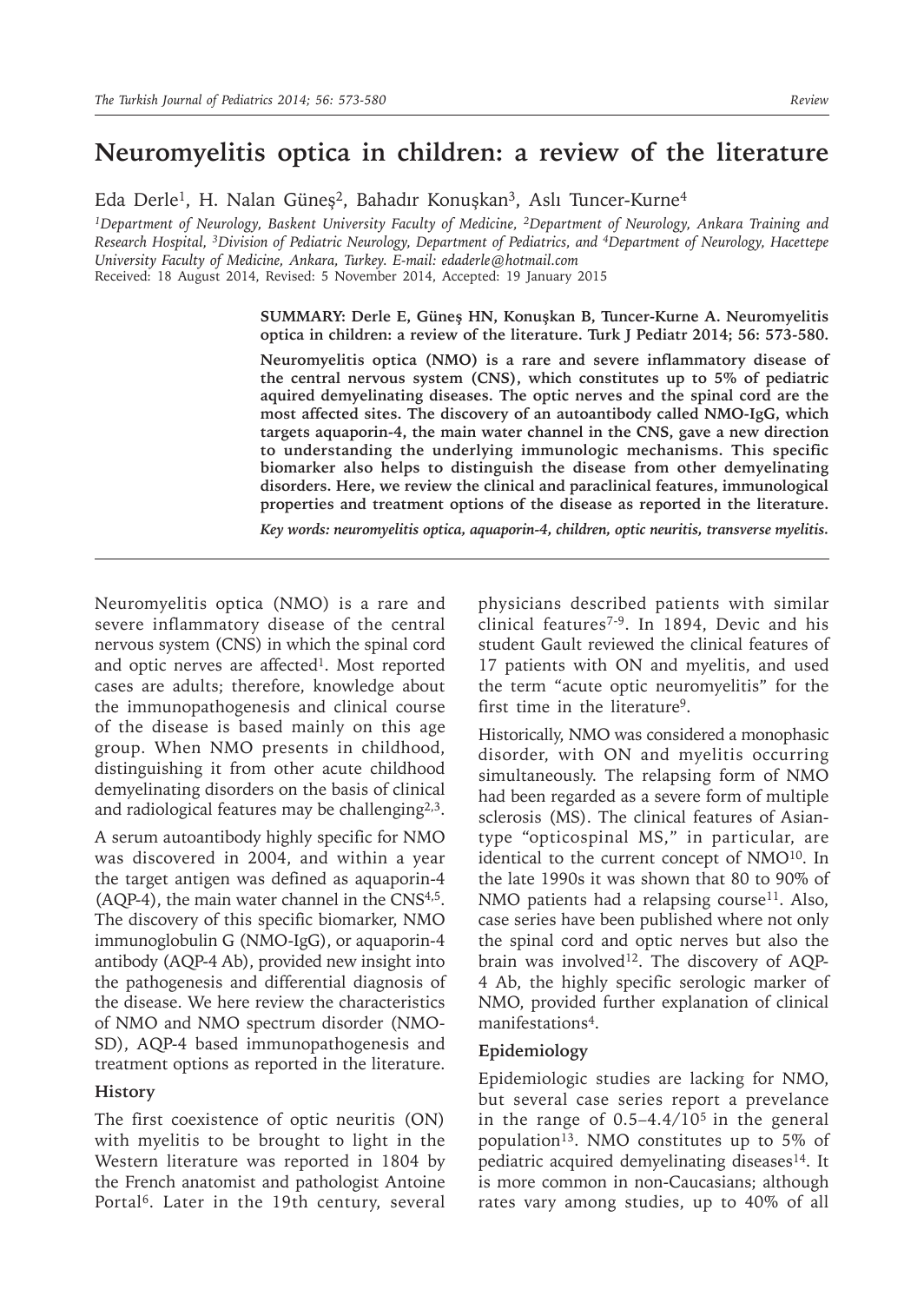# Neuromyelitis optica in children: a review of the literature

Eda Derle[1], H. Nalan Güneş[2], Bahadır Konuşkan[3], Aslı Tuncer-Kurne[4]

*[1]Department of Neurology, Baskent University Faculty of Medicine, [2]Department of Neurology, Ankara Training and Research Hospital, [3]Division of Pediatric Neurology, Department of Pediatrics, and [4]Department of Neurology, Hacettepe University Faculty of Medicine, Ankara, Turkey. E-mail: edaderle@hotmail.com*

Received: 18 August 2014, Revised: 5 November 2014, Accepted: 19 January 2015

**SUMMARY: Derle E, Güneş HN, Konuşkan B, Tuncer-Kurne A. Neuromyelitis optica in children: a review of the literature. Turk J Pediatr 2014; 56: 573-580.**

**Neuromyelitis optica (NMO) is a rare and severe inflammatory disease of the central nervous system (CNS), which constitutes up to 5% of pediatric aquired demyelinating diseases. The optic nerves and the spinal cord are the most affected sites. The discovery of an autoantibody called NMO-IgG, which targets aquaporin-4, the main water channel in the CNS, gave a new direction to understanding the underlying immunologic mechanisms. This specific biomarker also helps to distinguish the disease from other demyelinating disorders. Here, we review the clinical and paraclinical features, immunological properties and treatment options of the disease as reported in the literature.**

***Key words: neuromyelitis optica, aquaporin-4, children, optic neuritis, transverse myelitis.***

Neuromyelitis optica (NMO) is a rare and severe inflammatory disease of the central nervous system (CNS) in which the spinal cord and optic nerves are affected[1]. Most reported cases are adults; therefore, knowledge about the immunopathogenesis and clinical course of the disease is based mainly on this age group. When NMO presents in childhood, distinguishing it from other acute childhood demyelinating disorders on the basis of clinical and radiological features may be challenging[2,3].

A serum autoantibody highly specific for NMO was discovered in 2004, and within a year the target antigen was defined as aquaporin-4 (AQP-4), the main water channel in the CNS[4,5]. The discovery of this specific biomarker, NMO immunoglobulin G (NMO-IgG), or aquaporin-4 antibody (AQP-4 Ab), provided new insight into the pathogenesis and differential diagnosis of the disease. We here review the characteristics of NMO and NMO spectrum disorder (NMO-SD), AQP-4 based immunopathogenesis and treatment options as reported in the literature.

## History

The first coexistence of optic neuritis (ON) with myelitis to be brought to light in the Western literature was reported in 1804 by the French anatomist and pathologist Antoine Portal[6]. Later in the 19th century, several physicians described patients with similar clinical features[7-9]. In 1894, Devic and his student Gault reviewed the clinical features of 17 patients with ON and myelitis, and used the term "acute optic neuromyelitis" for the first time in the literature[9].

Historically, NMO was considered a monophasic disorder, with ON and myelitis occurring simultaneously. The relapsing form of NMO had been regarded as a severe form of multiple sclerosis (MS). The clinical features of Asian-type "opticospinal MS," in particular, are identical to the current concept of NMO[10]. In the late 1990s it was shown that 80 to 90% of NMO patients had a relapsing course[11]. Also, case series have been published where not only the spinal cord and optic nerves but also the brain was involved[12]. The discovery of AQP-4 Ab, the highly specific serologic marker of NMO, provided further explanation of clinical manifestations[4].

## Epidemiology

Epidemiologic studies are lacking for NMO, but several case series report a prevelance in the range of $0.5–4.4/10^5$ in the general population[13]. NMO constitutes up to 5% of pediatric acquired demyelinating diseases[14]. It is more common in non-Caucasians; although rates vary among studies, up to 40% of all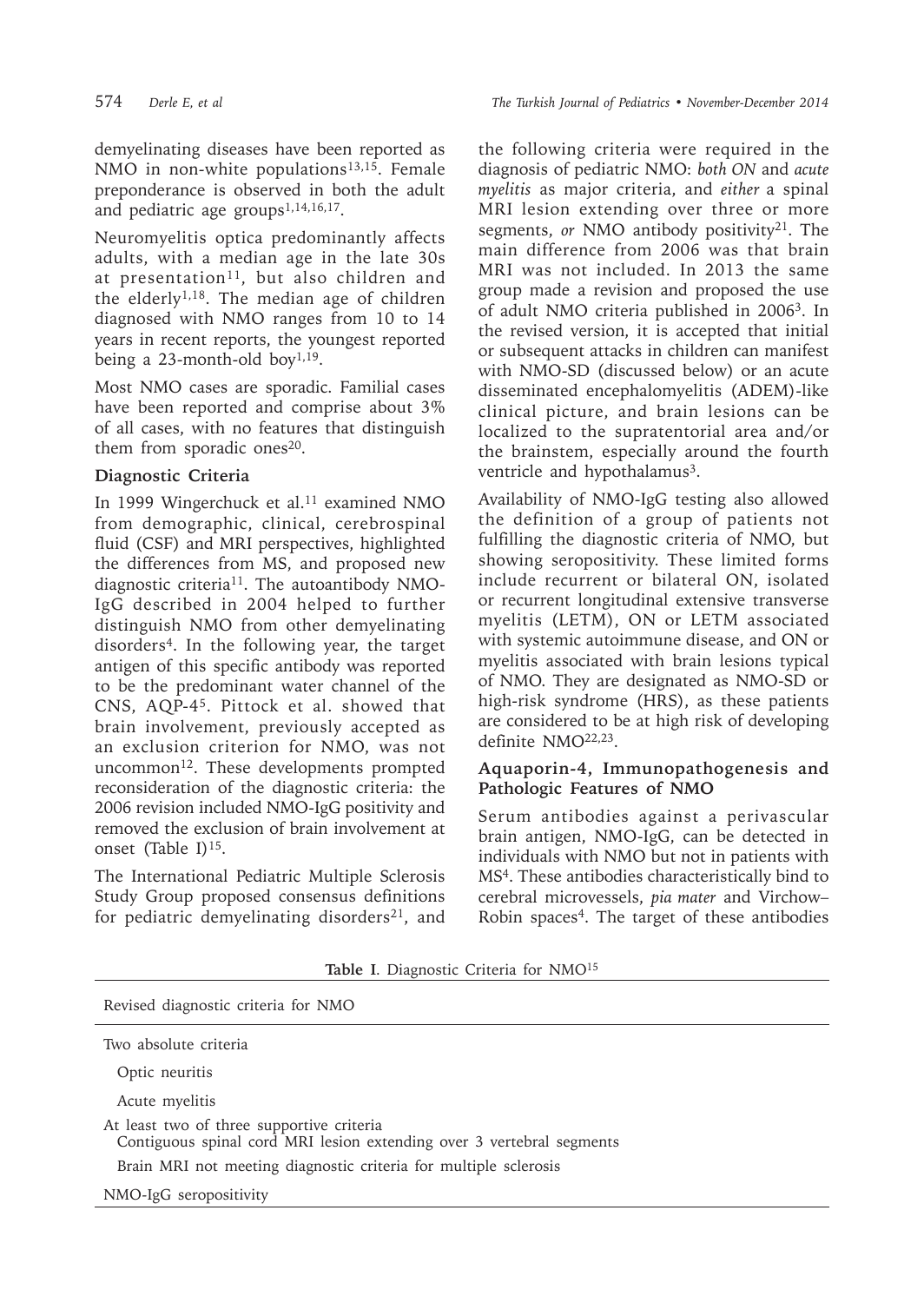demyelinating diseases have been reported as NMO in non-white populations[13,15]. Female preponderance is observed in both the adult and pediatric age groups[1,14,16,17].

Neuromyelitis optica predominantly affects adults, with a median age in the late 30s at presentation[11], but also children and the elderly[1,18]. The median age of children diagnosed with NMO ranges from 10 to 14 years in recent reports, the youngest reported being a 23-month-old boy[1,19].

Most NMO cases are sporadic. Familial cases have been reported and comprise about 3% of all cases, with no features that distinguish them from sporadic ones[20].

### Diagnostic Criteria

In 1999 Wingerchuck et al.[11] examined NMO from demographic, clinical, cerebrospinal fluid (CSF) and MRI perspectives, highlighted the differences from MS, and proposed new diagnostic criteria[11]. The autoantibody NMO-IgG described in 2004 helped to further distinguish NMO from other demyelinating disorders[4]. In the following year, the target antigen of this specific antibody was reported to be the predominant water channel of the CNS, AQP-4[5]. Pittock et al. showed that brain involvement, previously accepted as an exclusion criterion for NMO, was not uncommon[12]. These developments prompted reconsideration of the diagnostic criteria: the 2006 revision included NMO-IgG positivity and removed the exclusion of brain involvement at onset (Table I)[15].

The International Pediatric Multiple Sclerosis Study Group proposed consensus definitions for pediatric demyelinating disorders[21], and the following criteria were required in the diagnosis of pediatric NMO: *both ON* and *acute myelitis* as major criteria, and *either* a spinal MRI lesion extending over three or more segments, *or* NMO antibody positivity[21]. The main difference from 2006 was that brain MRI was not included. In 2013 the same group made a revision and proposed the use of adult NMO criteria published in 2006[3]. In the revised version, it is accepted that initial or subsequent attacks in children can manifest with NMO-SD (discussed below) or an acute disseminated encephalomyelitis (ADEM)-like clinical picture, and brain lesions can be localized to the supratentorial area and/or the brainstem, especially around the fourth ventricle and hypothalamus[3].

Availability of NMO-IgG testing also allowed the definition of a group of patients not fulfilling the diagnostic criteria of NMO, but showing seropositivity. These limited forms include recurrent or bilateral ON, isolated or recurrent longitudinal extensive transverse myelitis (LETM), ON or LETM associated with systemic autoimmune disease, and ON or myelitis associated with brain lesions typical of NMO. They are designated as NMO-SD or high-risk syndrome (HRS), as these patients are considered to be at high risk of developing definite NMO[22,23].

### Aquaporin-4, Immunopathogenesis and Pathologic Features of NMO

Serum antibodies against a perivascular brain antigen, NMO-IgG, can be detected in individuals with NMO but not in patients with MS[4]. These antibodies characteristically bind to cerebral microvessels, *pia mater* and Virchow–Robin spaces[4]. The target of these antibodies

**Table I**. Diagnostic Criteria for NMO[15]

| Revised diagnostic criteria for NMO |
|---|
| Two absolute criteria |
| Optic neuritis |
| Acute myelitis |
| At least two of three supportive criteria |
| Contiguous spinal cord MRI lesion extending over 3 vertebral segments |
| Brain MRI not meeting diagnostic criteria for multiple sclerosis |
| NMO-IgG seropositivity |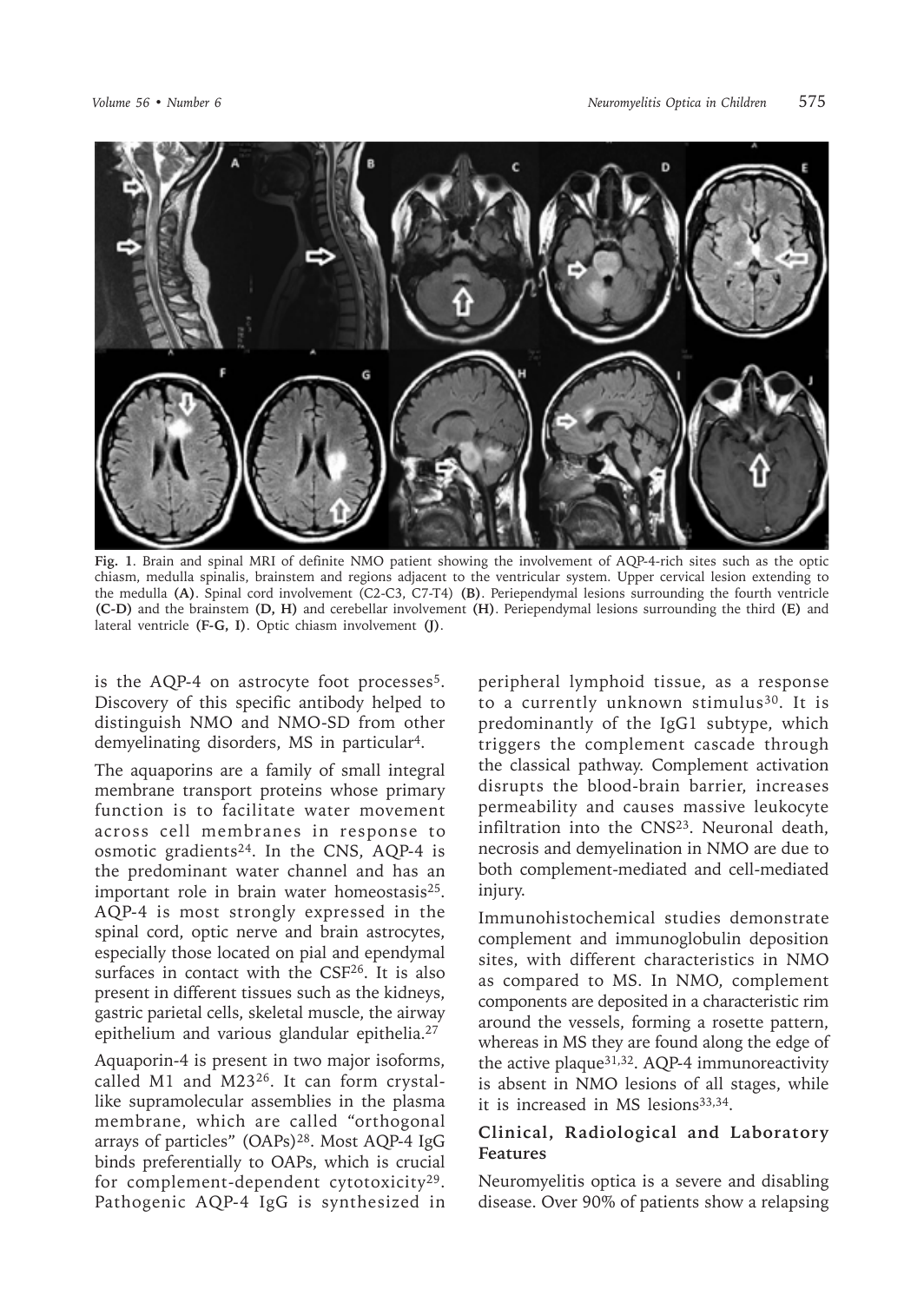**Fig. 1**. Brain and spinal MRI of definite NMO patient showing the involvement of AQP-4-rich sites such as the optic chiasm, medulla spinalis, brainstem and regions adjacent to the ventricular system. Upper cervical lesion extending to the medulla **(A)**. Spinal cord involvement (C2-C3, C7-T4) **(B)**. Periependymal lesions surrounding the fourth ventricle **(C-D)** and the brainstem **(D, H)** and cerebellar involvement **(H)**. Periependymal lesions surrounding the third **(E)** and lateral ventricle **(F-G, I)**. Optic chiasm involvement **(J)**.

is the AQP-4 on astrocyte foot processes[5]. Discovery of this specific antibody helped to distinguish NMO and NMO-SD from other demyelinating disorders, MS in particular[4].

The aquaporins are a family of small integral membrane transport proteins whose primary function is to facilitate water movement across cell membranes in response to osmotic gradients[24]. In the CNS, AQP-4 is the predominant water channel and has an important role in brain water homeostasis[25]. AQP-4 is most strongly expressed in the spinal cord, optic nerve and brain astrocytes, especially those located on pial and ependymal surfaces in contact with the CSF[26]. It is also present in different tissues such as the kidneys, gastric parietal cells, skeletal muscle, the airway epithelium and various glandular epithelia.[27]

Aquaporin-4 is present in two major isoforms, called M1 and M23[26]. It can form crystal-like supramolecular assemblies in the plasma membrane, which are called "orthogonal arrays of particles" (OAPs)[28]. Most AQP-4 IgG binds preferentially to OAPs, which is crucial for complement-dependent cytotoxicity[29]. Pathogenic AQP-4 IgG is synthesized in peripheral lymphoid tissue, as a response to a currently unknown stimulus[30]. It is predominantly of the IgG1 subtype, which triggers the complement cascade through the classical pathway. Complement activation disrupts the blood-brain barrier, increases permeability and causes massive leukocyte infiltration into the CNS[23]. Neuronal death, necrosis and demyelination in NMO are due to both complement-mediated and cell-mediated injury.

Immunohistochemical studies demonstrate complement and immunoglobulin deposition sites, with different characteristics in NMO as compared to MS. In NMO, complement components are deposited in a characteristic rim around the vessels, forming a rosette pattern, whereas in MS they are found along the edge of the active plaque[31,32]. AQP-4 immunoreactivity is absent in NMO lesions of all stages, while it is increased in MS lesions[33,34].

## Clinical, Radiological and Laboratory Features

Neuromyelitis optica is a severe and disabling disease. Over 90% of patients show a relapsing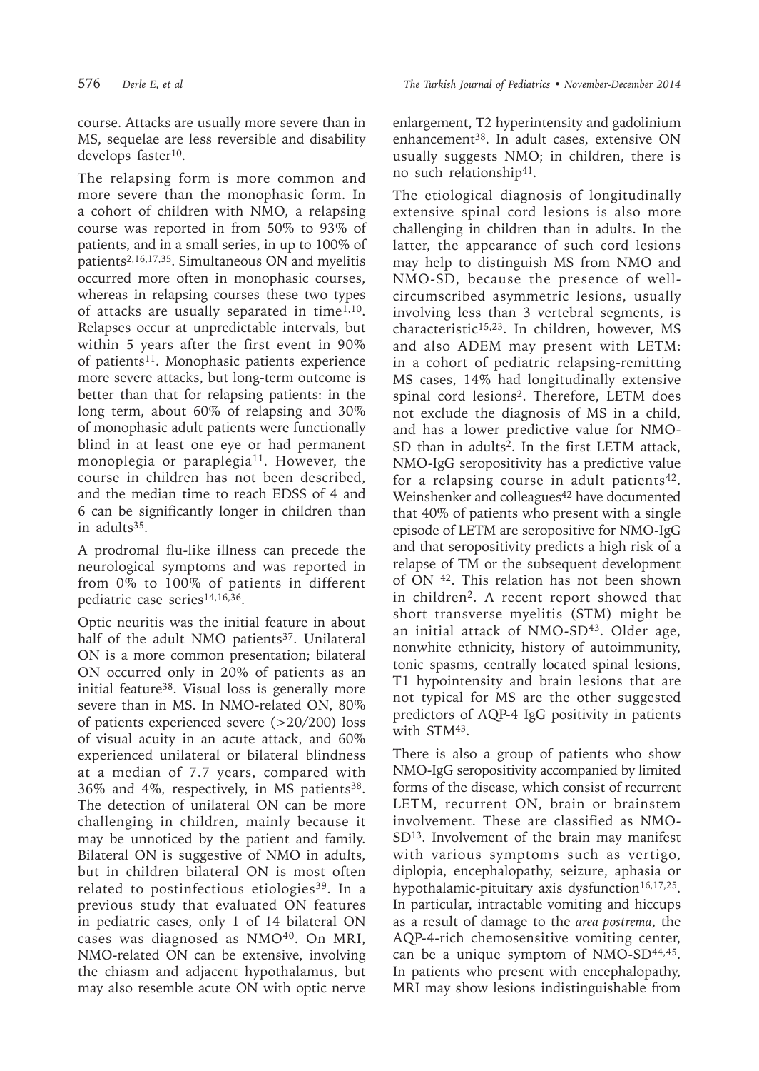course. Attacks are usually more severe than in MS, sequelae are less reversible and disability develops faster[10].

The relapsing form is more common and more severe than the monophasic form. In a cohort of children with NMO, a relapsing course was reported in from 50% to 93% of patients, and in a small series, in up to 100% of patients[2,16,17,35]. Simultaneous ON and myelitis occurred more often in monophasic courses, whereas in relapsing courses these two types of attacks are usually separated in time[1,10]. Relapses occur at unpredictable intervals, but within 5 years after the first event in 90% of patients[11]. Monophasic patients experience more severe attacks, but long-term outcome is better than that for relapsing patients: in the long term, about 60% of relapsing and 30% of monophasic adult patients were functionally blind in at least one eye or had permanent monoplegia or paraplegia[11]. However, the course in children has not been described, and the median time to reach EDSS of 4 and 6 can be significantly longer in children than in adults[35].

A prodromal flu-like illness can precede the neurological symptoms and was reported in from 0% to 100% of patients in different pediatric case series[14,16,36].

Optic neuritis was the initial feature in about half of the adult NMO patients[37]. Unilateral ON is a more common presentation; bilateral ON occurred only in 20% of patients as an initial feature[38]. Visual loss is generally more severe than in MS. In NMO-related ON, 80% of patients experienced severe (>20/200) loss of visual acuity in an acute attack, and 60% experienced unilateral or bilateral blindness at a median of 7.7 years, compared with 36% and 4%, respectively, in MS patients[38]. The detection of unilateral ON can be more challenging in children, mainly because it may be unnoticed by the patient and family. Bilateral ON is suggestive of NMO in adults, but in children bilateral ON is most often related to postinfectious etiologies[39]. In a previous study that evaluated ON features in pediatric cases, only 1 of 14 bilateral ON cases was diagnosed as NMO[40]. On MRI, NMO-related ON can be extensive, involving the chiasm and adjacent hypothalamus, but may also resemble acute ON with optic nerve enlargement, T2 hyperintensity and gadolinium enhancement[38]. In adult cases, extensive ON usually suggests NMO; in children, there is no such relationship[41].

The etiological diagnosis of longitudinally extensive spinal cord lesions is also more challenging in children than in adults. In the latter, the appearance of such cord lesions may help to distinguish MS from NMO and NMO-SD, because the presence of well-circumscribed asymmetric lesions, usually involving less than 3 vertebral segments, is characteristic[15,23]. In children, however, MS and also ADEM may present with LETM: in a cohort of pediatric relapsing-remitting MS cases, 14% had longitudinally extensive spinal cord lesions[2]. Therefore, LETM does not exclude the diagnosis of MS in a child, and has a lower predictive value for NMO-SD than in adults[2]. In the first LETM attack, NMO-IgG seropositivity has a predictive value for a relapsing course in adult patients[42]. Weinshenker and colleagues[42] have documented that 40% of patients who present with a single episode of LETM are seropositive for NMO-IgG and that seropositivity predicts a high risk of a relapse of TM or the subsequent development of ON [42]. This relation has not been shown in children[2]. A recent report showed that short transverse myelitis (STM) might be an initial attack of NMO-SD[43]. Older age, nonwhite ethnicity, history of autoimmunity, tonic spasms, centrally located spinal lesions, T1 hypointensity and brain lesions that are not typical for MS are the other suggested predictors of AQP-4 IgG positivity in patients with STM[43].

There is also a group of patients who show NMO-IgG seropositivity accompanied by limited forms of the disease, which consist of recurrent LETM, recurrent ON, brain or brainstem involvement. These are classified as NMO-SD[13]. Involvement of the brain may manifest with various symptoms such as vertigo, diplopia, encephalopathy, seizure, aphasia or hypothalamic-pituitary axis dysfunction[16,17,25]. In particular, intractable vomiting and hiccups as a result of damage to the *area postrema*, the AQP-4-rich chemosensitive vomiting center, can be a unique symptom of NMO-SD[44,45]. In patients who present with encephalopathy, MRI may show lesions indistinguishable from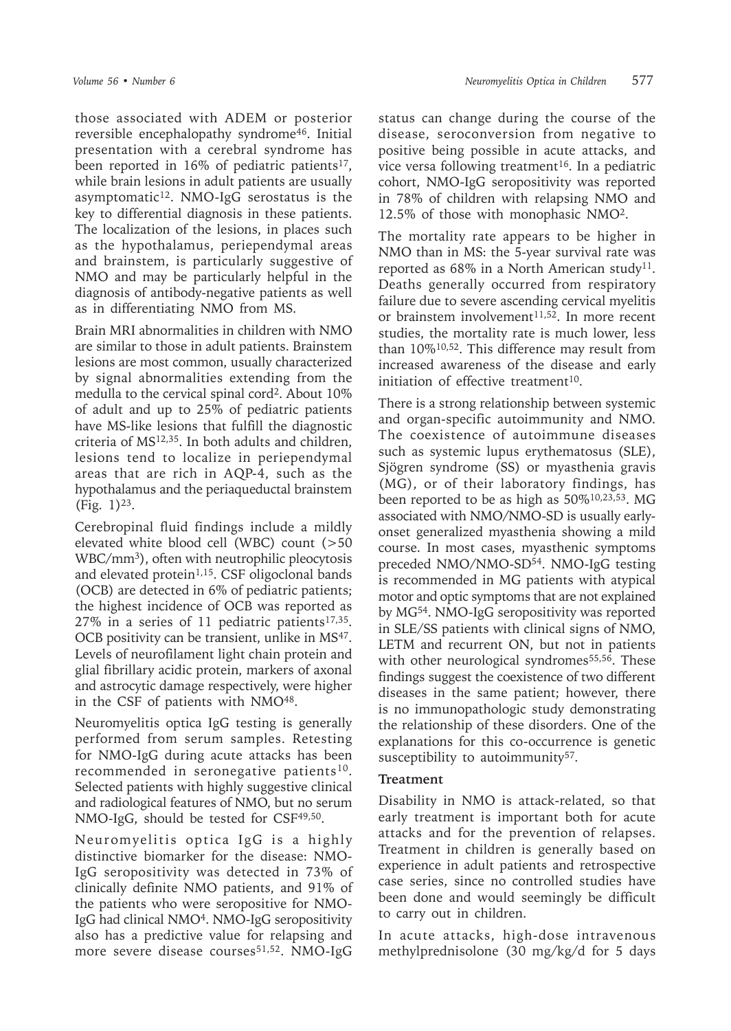those associated with ADEM or posterior reversible encephalopathy syndrome[46]. Initial presentation with a cerebral syndrome has been reported in 16% of pediatric patients[17], while brain lesions in adult patients are usually asymptomatic[12]. NMO-IgG serostatus is the key to differential diagnosis in these patients. The localization of the lesions, in places such as the hypothalamus, periependymal areas and brainstem, is particularly suggestive of NMO and may be particularly helpful in the diagnosis of antibody-negative patients as well as in differentiating NMO from MS.

Brain MRI abnormalities in children with NMO are similar to those in adult patients. Brainstem lesions are most common, usually characterized by signal abnormalities extending from the medulla to the cervical spinal cord[2]. About 10% of adult and up to 25% of pediatric patients have MS-like lesions that fulfill the diagnostic criteria of MS[12,35]. In both adults and children, lesions tend to localize in periependymal areas that are rich in AQP-4, such as the hypothalamus and the periaqueductal brainstem (Fig. 1)[23].

Cerebropinal fluid findings include a mildly elevated white blood cell (WBC) count (>50 WBC/mm$^3$), often with neutrophilic pleocytosis and elevated protein[1,15]. CSF oligoclonal bands (OCB) are detected in 6% of pediatric patients; the highest incidence of OCB was reported as 27% in a series of 11 pediatric patients[17,35]. OCB positivity can be transient, unlike in MS[47]. Levels of neurofilament light chain protein and glial fibrillary acidic protein, markers of axonal and astrocytic damage respectively, were higher in the CSF of patients with NMO[48].

Neuromyelitis optica IgG testing is generally performed from serum samples. Retesting for NMO-IgG during acute attacks has been recommended in seronegative patients[10]. Selected patients with highly suggestive clinical and radiological features of NMO, but no serum NMO-IgG, should be tested for CSF[49,50].

Neuromyelitis optica IgG is a highly distinctive biomarker for the disease: NMO-IgG seropositivity was detected in 73% of clinically definite NMO patients, and 91% of the patients who were seropositive for NMO-IgG had clinical NMO[4]. NMO-IgG seropositivity also has a predictive value for relapsing and more severe disease courses[51,52]. NMO-IgG status can change during the course of the disease, seroconversion from negative to positive being possible in acute attacks, and vice versa following treatment[16]. In a pediatric cohort, NMO-IgG seropositivity was reported in 78% of children with relapsing NMO and 12.5% of those with monophasic NMO[2].

The mortality rate appears to be higher in NMO than in MS: the 5-year survival rate was reported as 68% in a North American study[11]. Deaths generally occurred from respiratory failure due to severe ascending cervical myelitis or brainstem involvement[11,52]. In more recent studies, the mortality rate is much lower, less than 10%[10,52]. This difference may result from increased awareness of the disease and early initiation of effective treatment[10].

There is a strong relationship between systemic and organ-specific autoimmunity and NMO. The coexistence of autoimmune diseases such as systemic lupus erythematosus (SLE), Sjögren syndrome (SS) or myasthenia gravis (MG), or of their laboratory findings, has been reported to be as high as 50%[10,23,53]. MG associated with NMO/NMO-SD is usually early-onset generalized myasthenia showing a mild course. In most cases, myasthenic symptoms preceded NMO/NMO-SD[54]. NMO-IgG testing is recommended in MG patients with atypical motor and optic symptoms that are not explained by MG[54]. NMO-IgG seropositivity was reported in SLE/SS patients with clinical signs of NMO, LETM and recurrent ON, but not in patients with other neurological syndromes[55,56]. These findings suggest the coexistence of two different diseases in the same patient; however, there is no immunopathologic study demonstrating the relationship of these disorders. One of the explanations for this co-occurrence is genetic susceptibility to autoimmunity[57].

### Treatment

Disability in NMO is attack-related, so that early treatment is important both for acute attacks and for the prevention of relapses. Treatment in children is generally based on experience in adult patients and retrospective case series, since no controlled studies have been done and would seemingly be difficult to carry out in children.

In acute attacks, high-dose intravenous methylprednisolone (30 mg/kg/d for 5 days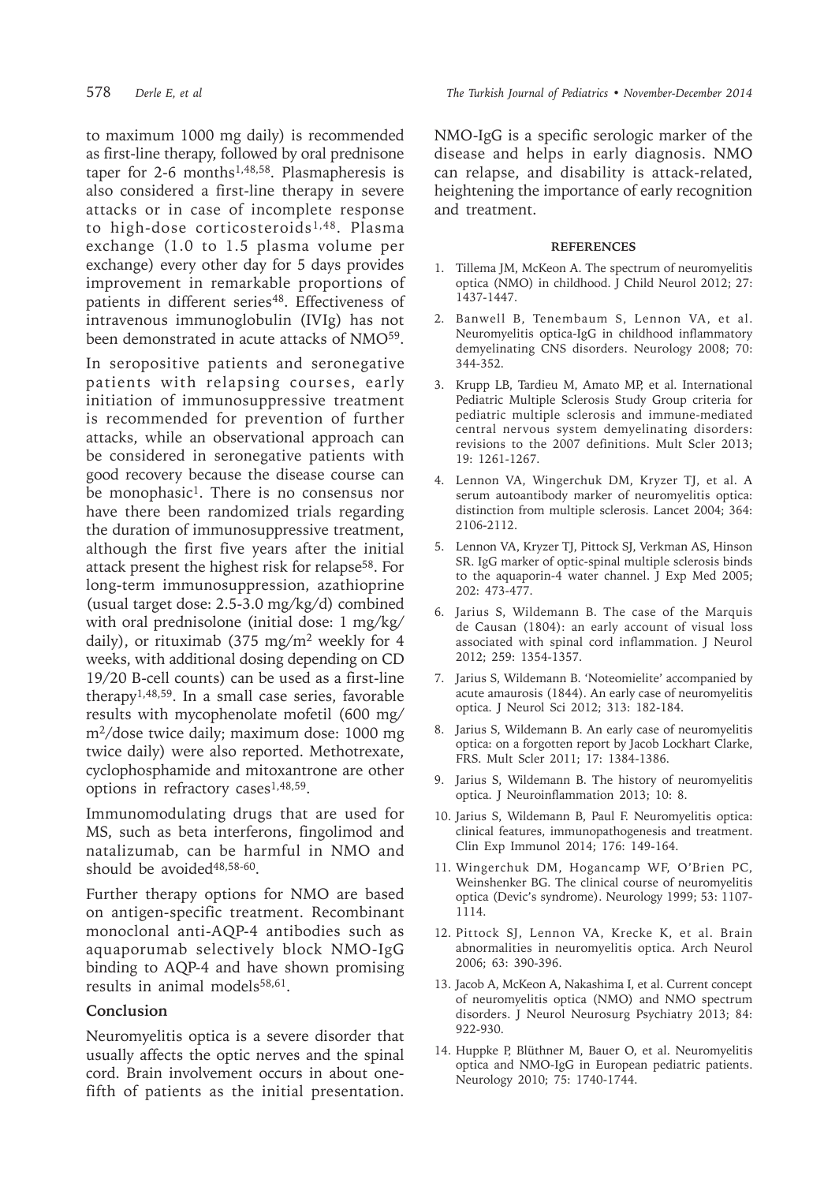to maximum 1000 mg daily) is recommended as first-line therapy, followed by oral prednisone taper for 2-6 months[1,48,58]. Plasmapheresis is also considered a first-line therapy in severe attacks or in case of incomplete response to high-dose corticosteroids[1,48]. Plasma exchange (1.0 to 1.5 plasma volume per exchange) every other day for 5 days provides improvement in remarkable proportions of patients in different series[48]. Effectiveness of intravenous immunoglobulin (IVIg) has not been demonstrated in acute attacks of NMO[59].

In seropositive patients and seronegative patients with relapsing courses, early initiation of immunosuppressive treatment is recommended for prevention of further attacks, while an observational approach can be considered in seronegative patients with good recovery because the disease course can be monophasic[1]. There is no consensus nor have there been randomized trials regarding the duration of immunosuppressive treatment, although the first five years after the initial attack present the highest risk for relapse[58]. For long-term immunosuppression, azathioprine (usual target dose: 2.5-3.0 mg/kg/d) combined with oral prednisolone (initial dose: 1 mg/kg/daily), or rituximab (375 mg/m$^2$ weekly for 4 weeks, with additional dosing depending on CD 19/20 B-cell counts) can be used as a first-line therapy[1,48,59]. In a small case series, favorable results with mycophenolate mofetil (600 mg/m$^2$/dose twice daily; maximum dose: 1000 mg twice daily) were also reported. Methotrexate, cyclophosphamide and mitoxantrone are other options in refractory cases[1,48,59].

Immunomodulating drugs that are used for MS, such as beta interferons, fingolimod and natalizumab, can be harmful in NMO and should be avoided[48,58-60].

Further therapy options for NMO are based on antigen-specific treatment. Recombinant monoclonal anti-AQP-4 antibodies such as aquaporumab selectively block NMO-IgG binding to AQP-4 and have shown promising results in animal models[58,61].

## Conclusion

Neuromyelitis optica is a severe disorder that usually affects the optic nerves and the spinal cord. Brain involvement occurs in about one-fifth of patients as the initial presentation. NMO-IgG is a specific serologic marker of the disease and helps in early diagnosis. NMO can relapse, and disability is attack-related, heightening the importance of early recognition and treatment.

## REFERENCES

1. Tillema JM, McKeon A. The spectrum of neuromyelitis optica (NMO) in childhood. J Child Neurol 2012; 27: 1437-1447.
2. Banwell B, Tenembaum S, Lennon VA, et al. Neuromyelitis optica-IgG in childhood inflammatory demyelinating CNS disorders. Neurology 2008; 70: 344-352.
3. Krupp LB, Tardieu M, Amato MP, et al. International Pediatric Multiple Sclerosis Study Group criteria for pediatric multiple sclerosis and immune-mediated central nervous system demyelinating disorders: revisions to the 2007 definitions. Mult Scler 2013; 19: 1261-1267.
4. Lennon VA, Wingerchuk DM, Kryzer TJ, et al. A serum autoantibody marker of neuromyelitis optica: distinction from multiple sclerosis. Lancet 2004; 364: 2106-2112.
5. Lennon VA, Kryzer TJ, Pittock SJ, Verkman AS, Hinson SR. IgG marker of optic-spinal multiple sclerosis binds to the aquaporin-4 water channel. J Exp Med 2005; 202: 473-477.
6. Jarius S, Wildemann B. The case of the Marquis de Causan (1804): an early account of visual loss associated with spinal cord inflammation. J Neurol 2012; 259: 1354-1357.
7. Jarius S, Wildemann B. 'Noteomielite' accompanied by acute amaurosis (1844). An early case of neuromyelitis optica. J Neurol Sci 2012; 313: 182-184.
8. Jarius S, Wildemann B. An early case of neuromyelitis optica: on a forgotten report by Jacob Lockhart Clarke, FRS. Mult Scler 2011; 17: 1384-1386.
9. Jarius S, Wildemann B. The history of neuromyelitis optica. J Neuroinflammation 2013; 10: 8.
10. Jarius S, Wildemann B, Paul F. Neuromyelitis optica: clinical features, immunopathogenesis and treatment. Clin Exp Immunol 2014; 176: 149-164.
11. Wingerchuk DM, Hogancamp WF, O'Brien PC, Weinshenker BG. The clinical course of neuromyelitis optica (Devic's syndrome). Neurology 1999; 53: 1107-1114.
12. Pittock SJ, Lennon VA, Krecke K, et al. Brain abnormalities in neuromyelitis optica. Arch Neurol 2006; 63: 390-396.
13. Jacob A, McKeon A, Nakashima I, et al. Current concept of neuromyelitis optica (NMO) and NMO spectrum disorders. J Neurol Neurosurg Psychiatry 2013; 84: 922-930.
14. Huppke P, Blüthner M, Bauer O, et al. Neuromyelitis optica and NMO-IgG in European pediatric patients. Neurology 2010; 75: 1740-1744.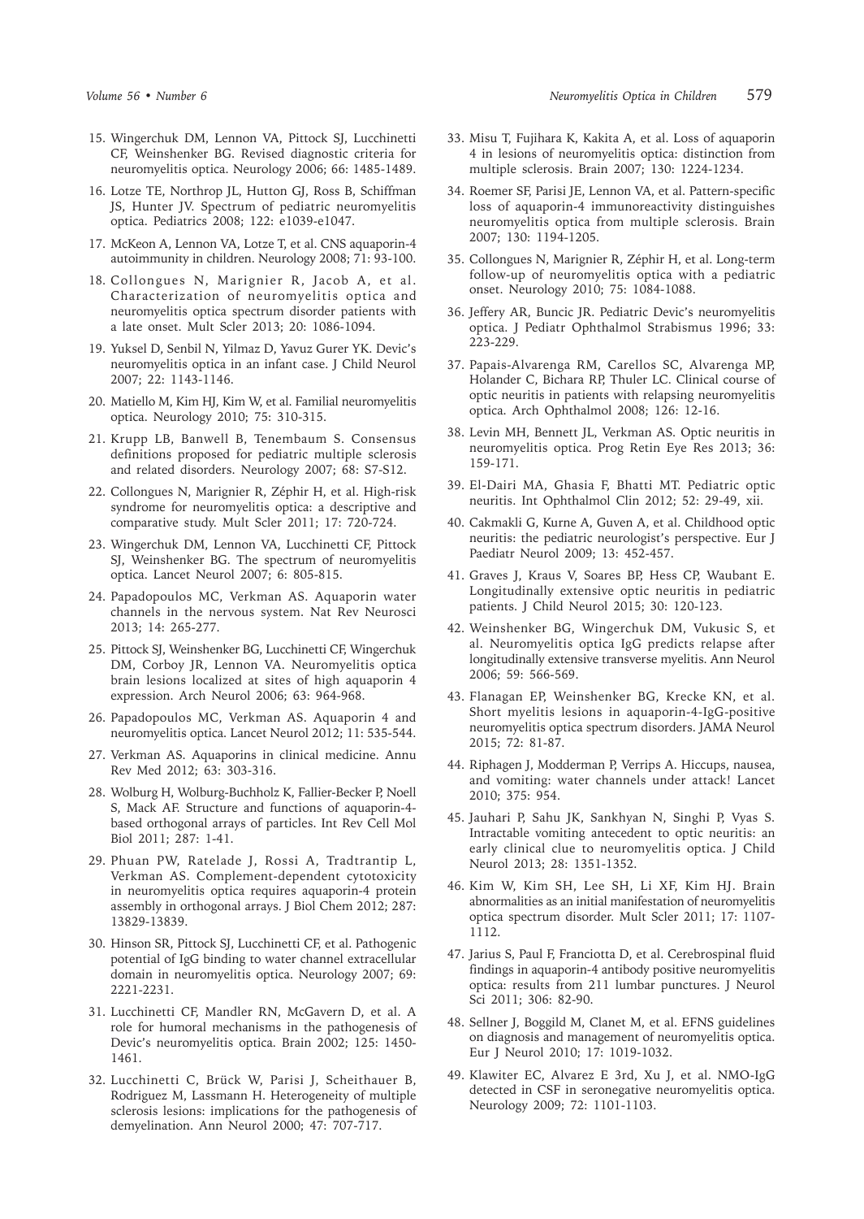15. Wingerchuk DM, Lennon VA, Pittock SJ, Lucchinetti CF, Weinshenker BG. Revised diagnostic criteria for neuromyelitis optica. Neurology 2006; 66: 1485-1489.
16. Lotze TE, Northrop JL, Hutton GJ, Ross B, Schiffman JS, Hunter JV. Spectrum of pediatric neuromyelitis optica. Pediatrics 2008; 122: e1039-e1047.
17. McKeon A, Lennon VA, Lotze T, et al. CNS aquaporin-4 autoimmunity in children. Neurology 2008; 71: 93-100.
18. Collongues N, Marignier R, Jacob A, et al. Characterization of neuromyelitis optica and neuromyelitis optica spectrum disorder patients with a late onset. Mult Scler 2013; 20: 1086-1094.
19. Yuksel D, Senbil N, Yilmaz D, Yavuz Gurer YK. Devic's neuromyelitis optica in an infant case. J Child Neurol 2007; 22: 1143-1146.
20. Matiello M, Kim HJ, Kim W, et al. Familial neuromyelitis optica. Neurology 2010; 75: 310-315.
21. Krupp LB, Banwell B, Tenembaum S. Consensus definitions proposed for pediatric multiple sclerosis and related disorders. Neurology 2007; 68: S7-S12.
22. Collongues N, Marignier R, Zéphir H, et al. High-risk syndrome for neuromyelitis optica: a descriptive and comparative study. Mult Scler 2011; 17: 720-724.
23. Wingerchuk DM, Lennon VA, Lucchinetti CF, Pittock SJ, Weinshenker BG. The spectrum of neuromyelitis optica. Lancet Neurol 2007; 6: 805-815.
24. Papadopoulos MC, Verkman AS. Aquaporin water channels in the nervous system. Nat Rev Neurosci 2013; 14: 265-277.
25. Pittock SJ, Weinshenker BG, Lucchinetti CF, Wingerchuk DM, Corboy JR, Lennon VA. Neuromyelitis optica brain lesions localized at sites of high aquaporin 4 expression. Arch Neurol 2006; 63: 964-968.
26. Papadopoulos MC, Verkman AS. Aquaporin 4 and neuromyelitis optica. Lancet Neurol 2012; 11: 535-544.
27. Verkman AS. Aquaporins in clinical medicine. Annu Rev Med 2012; 63: 303-316.
28. Wolburg H, Wolburg-Buchholz K, Fallier-Becker P, Noell S, Mack AF. Structure and functions of aquaporin-4-based orthogonal arrays of particles. Int Rev Cell Mol Biol 2011; 287: 1-41.
29. Phuan PW, Ratelade J, Rossi A, Tradtrantip L, Verkman AS. Complement-dependent cytotoxicity in neuromyelitis optica requires aquaporin-4 protein assembly in orthogonal arrays. J Biol Chem 2012; 287: 13829-13839.
30. Hinson SR, Pittock SJ, Lucchinetti CF, et al. Pathogenic potential of IgG binding to water channel extracellular domain in neuromyelitis optica. Neurology 2007; 69: 2221-2231.
31. Lucchinetti CF, Mandler RN, McGavern D, et al. A role for humoral mechanisms in the pathogenesis of Devic's neuromyelitis optica. Brain 2002; 125: 1450-1461.
32. Lucchinetti C, Brück W, Parisi J, Scheithauer B, Rodriguez M, Lassmann H. Heterogeneity of multiple sclerosis lesions: implications for the pathogenesis of demyelination. Ann Neurol 2000; 47: 707-717.
33. Misu T, Fujihara K, Kakita A, et al. Loss of aquaporin 4 in lesions of neuromyelitis optica: distinction from multiple sclerosis. Brain 2007; 130: 1224-1234.
34. Roemer SF, Parisi JE, Lennon VA, et al. Pattern-specific loss of aquaporin-4 immunoreactivity distinguishes neuromyelitis optica from multiple sclerosis. Brain 2007; 130: 1194-1205.
35. Collongues N, Marignier R, Zéphir H, et al. Long-term follow-up of neuromyelitis optica with a pediatric onset. Neurology 2010; 75: 1084-1088.
36. Jeffery AR, Buncic JR. Pediatric Devic's neuromyelitis optica. J Pediatr Ophthalmol Strabismus 1996; 33: 223-229.
37. Papais-Alvarenga RM, Carellos SC, Alvarenga MP, Holander C, Bichara RP, Thuler LC. Clinical course of optic neuritis in patients with relapsing neuromyelitis optica. Arch Ophthalmol 2008; 126: 12-16.
38. Levin MH, Bennett JL, Verkman AS. Optic neuritis in neuromyelitis optica. Prog Retin Eye Res 2013; 36: 159-171.
39. El-Dairi MA, Ghasia F, Bhatti MT. Pediatric optic neuritis. Int Ophthalmol Clin 2012; 52: 29-49, xii.
40. Cakmakli G, Kurne A, Guven A, et al. Childhood optic neuritis: the pediatric neurologist's perspective. Eur J Paediatr Neurol 2009; 13: 452-457.
41. Graves J, Kraus V, Soares BP, Hess CP, Waubant E. Longitudinally extensive optic neuritis in pediatric patients. J Child Neurol 2015; 30: 120-123.
42. Weinshenker BG, Wingerchuk DM, Vukusic S, et al. Neuromyelitis optica IgG predicts relapse after longitudinally extensive transverse myelitis. Ann Neurol 2006; 59: 566-569.
43. Flanagan EP, Weinshenker BG, Krecke KN, et al. Short myelitis lesions in aquaporin-4-IgG-positive neuromyelitis optica spectrum disorders. JAMA Neurol 2015; 72: 81-87.
44. Riphagen J, Modderman P, Verrips A. Hiccups, nausea, and vomiting: water channels under attack! Lancet 2010; 375: 954.
45. Jauhari P, Sahu JK, Sankhyan N, Singhi P, Vyas S. Intractable vomiting antecedent to optic neuritis: an early clinical clue to neuromyelitis optica. J Child Neurol 2013; 28: 1351-1352.
46. Kim W, Kim SH, Lee SH, Li XF, Kim HJ. Brain abnormalities as an initial manifestation of neuromyelitis optica spectrum disorder. Mult Scler 2011; 17: 1107-1112.
47. Jarius S, Paul F, Franciotta D, et al. Cerebrospinal fluid findings in aquaporin-4 antibody positive neuromyelitis optica: results from 211 lumbar punctures. J Neurol Sci 2011; 306: 82-90.
48. Sellner J, Boggild M, Clanet M, et al. EFNS guidelines on diagnosis and management of neuromyelitis optica. Eur J Neurol 2010; 17: 1019-1032.
49. Klawiter EC, Alvarez E 3rd, Xu J, et al. NMO-IgG detected in CSF in seronegative neuromyelitis optica. Neurology 2009; 72: 1101-1103.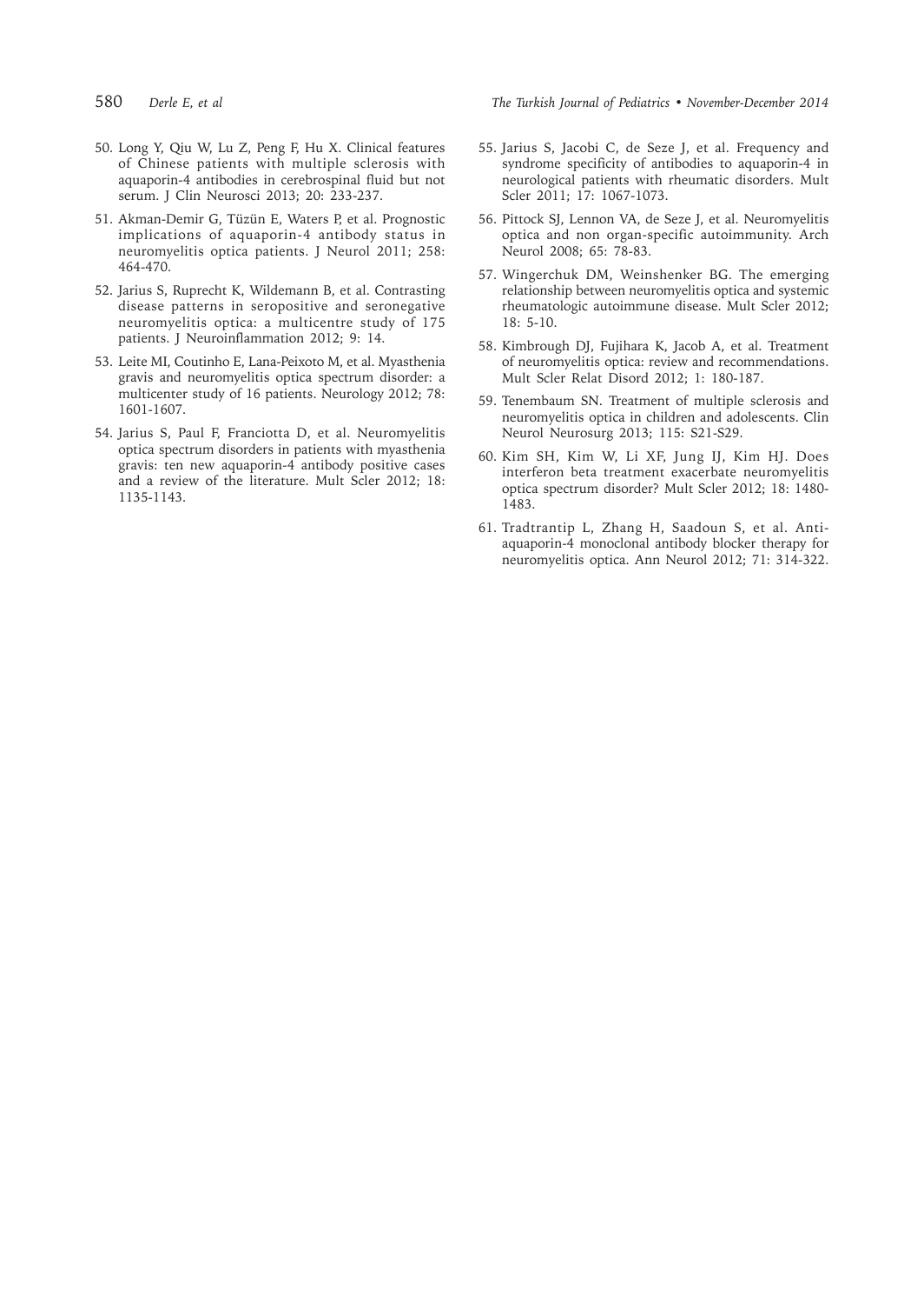50. Long Y, Qiu W, Lu Z, Peng F, Hu X. Clinical features of Chinese patients with multiple sclerosis with aquaporin-4 antibodies in cerebrospinal fluid but not serum. J Clin Neurosci 2013; 20: 233-237.

51. Akman-Demir G, Tüzün E, Waters P, et al. Prognostic implications of aquaporin-4 antibody status in neuromyelitis optica patients. J Neurol 2011; 258: 464-470.

52. Jarius S, Ruprecht K, Wildemann B, et al. Contrasting disease patterns in seropositive and seronegative neuromyelitis optica: a multicentre study of 175 patients. J Neuroinflammation 2012; 9: 14.

53. Leite MI, Coutinho E, Lana-Peixoto M, et al. Myasthenia gravis and neuromyelitis optica spectrum disorder: a multicenter study of 16 patients. Neurology 2012; 78: 1601-1607.

54. Jarius S, Paul F, Franciotta D, et al. Neuromyelitis optica spectrum disorders in patients with myasthenia gravis: ten new aquaporin-4 antibody positive cases and a review of the literature. Mult Scler 2012; 18: 1135-1143.

55. Jarius S, Jacobi C, de Seze J, et al. Frequency and syndrome specificity of antibodies to aquaporin-4 in neurological patients with rheumatic disorders. Mult Scler 2011; 17: 1067-1073.

56. Pittock SJ, Lennon VA, de Seze J, et al. Neuromyelitis optica and non organ-specific autoimmunity. Arch Neurol 2008; 65: 78-83.

57. Wingerchuk DM, Weinshenker BG. The emerging relationship between neuromyelitis optica and systemic rheumatologic autoimmune disease. Mult Scler 2012; 18: 5-10.

58. Kimbrough DJ, Fujihara K, Jacob A, et al. Treatment of neuromyelitis optica: review and recommendations. Mult Scler Relat Disord 2012; 1: 180-187.

59. Tenembaum SN. Treatment of multiple sclerosis and neuromyelitis optica in children and adolescents. Clin Neurol Neurosurg 2013; 115: S21-S29.

60. Kim SH, Kim W, Li XF, Jung IJ, Kim HJ. Does interferon beta treatment exacerbate neuromyelitis optica spectrum disorder? Mult Scler 2012; 18: 1480-1483.

61. Tradtrantip L, Zhang H, Saadoun S, et al. Anti-aquaporin-4 monoclonal antibody blocker therapy for neuromyelitis optica. Ann Neurol 2012; 71: 314-322.